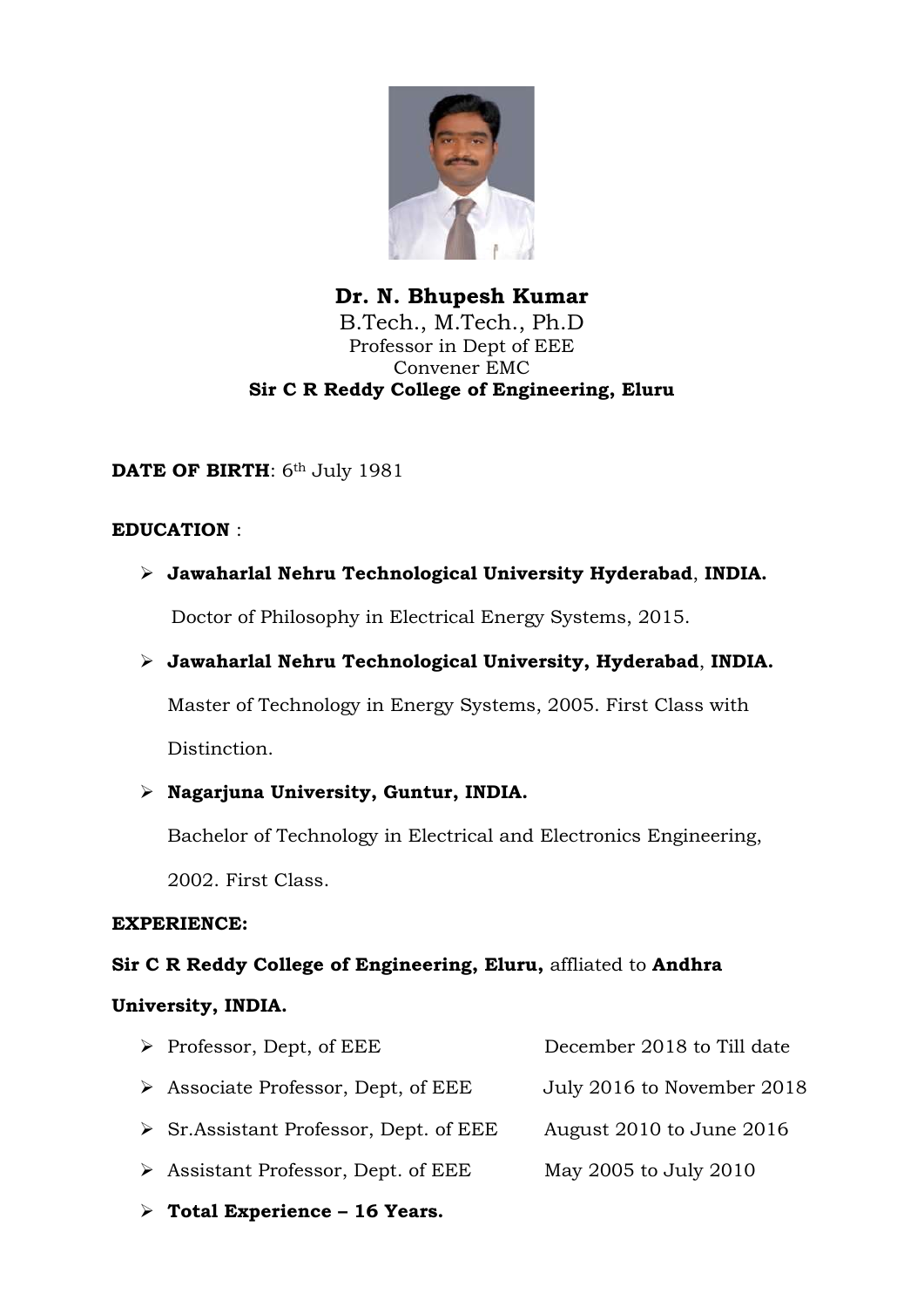# Dr. N. Bhupesh Kumar

B.Tech., M.Tech., Ph.D
Professor in Dept of EEE
Convener EMC
**Sir C R Reddy College of Engineering, Eluru**

**DATE OF BIRTH**: 6th July 1981

**EDUCATION** :

- **Jawaharlal Nehru Technological University Hyderabad**, **INDIA.**
  Doctor of Philosophy in Electrical Energy Systems, 2015.
- **Jawaharlal Nehru Technological University, Hyderabad**, **INDIA.**
  Master of Technology in Energy Systems, 2005. First Class with Distinction.
- **Nagarjuna University, Guntur, INDIA.**
  Bachelor of Technology in Electrical and Electronics Engineering, 2002. First Class.

**EXPERIENCE:**

**Sir C R Reddy College of Engineering, Eluru,** affliated to **Andhra University, INDIA.**

- Professor, Dept, of EEE — December 2018 to Till date
- Associate Professor, Dept, of EEE — July 2016 to November 2018
- Sr.Assistant Professor, Dept. of EEE — August 2010 to June 2016
- Assistant Professor, Dept. of EEE — May 2005 to July 2010
- **Total Experience – 16 Years.**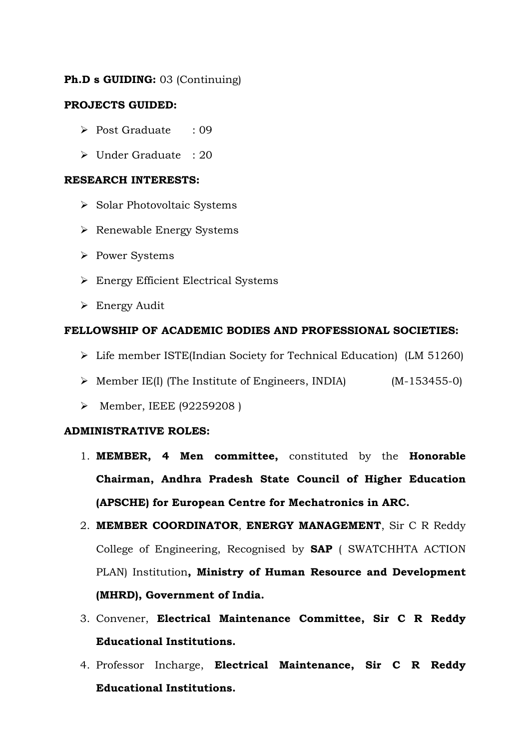**Ph.D s GUIDING:** 03 (Continuing)

**PROJECTS GUIDED:**

- Post Graduate : 09
- Under Graduate : 20

**RESEARCH INTERESTS:**

- Solar Photovoltaic Systems
- Renewable Energy Systems
- Power Systems
- Energy Efficient Electrical Systems
- Energy Audit

**FELLOWSHIP OF ACADEMIC BODIES AND PROFESSIONAL SOCIETIES:**

- Life member ISTE(Indian Society for Technical Education) (LM 51260)
- Member IE(I) (The Institute of Engineers, INDIA) (M-153455-0)
- Member, IEEE (92259208 )

**ADMINISTRATIVE ROLES:**

1. **MEMBER, 4 Men committee,** constituted by the **Honorable Chairman, Andhra Pradesh State Council of Higher Education (APSCHE) for European Centre for Mechatronics in ARC.**
2. **MEMBER COORDINATOR**, **ENERGY MANAGEMENT**, Sir C R Reddy College of Engineering, Recognised by **SAP** ( SWATCHHTA ACTION PLAN) Institution**, Ministry of Human Resource and Development (MHRD), Government of India.**
3. Convener, **Electrical Maintenance Committee, Sir C R Reddy Educational Institutions.**
4. Professor Incharge, **Electrical Maintenance, Sir C R Reddy Educational Institutions.**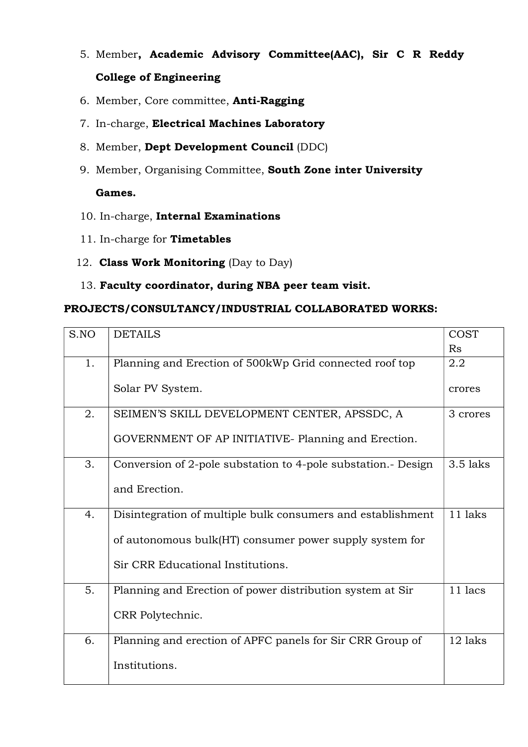5. Member**, Academic Advisory Committee(AAC), Sir C R Reddy College of Engineering**
6. Member, Core committee, **Anti-Ragging**
7. In-charge, **Electrical Machines Laboratory**
8. Member, **Dept Development Council** (DDC)
9. Member, Organising Committee, **South Zone inter University Games.**
10. In-charge, **Internal Examinations**
11. In-charge for **Timetables**
12. **Class Work Monitoring** (Day to Day)
13. **Faculty coordinator, during NBA peer team visit.**

**PROJECTS/CONSULTANCY/INDUSTRIAL COLLABORATED WORKS:**

| S.NO | DETAILS | COST Rs |
|---|---|---|
| 1. | Planning and Erection of 500kWp Grid connected roof top Solar PV System. | 2.2 crores |
| 2. | SEIMEN'S SKILL DEVELOPMENT CENTER, APSSDC, A GOVERNMENT OF AP INITIATIVE- Planning and Erection. | 3 crores |
| 3. | Conversion of 2-pole substation to 4-pole substation.- Design and Erection. | 3.5 laks |
| 4. | Disintegration of multiple bulk consumers and establishment of autonomous bulk(HT) consumer power supply system for Sir CRR Educational Institutions. | 11 laks |
| 5. | Planning and Erection of power distribution system at Sir CRR Polytechnic. | 11 lacs |
| 6. | Planning and erection of APFC panels for Sir CRR Group of Institutions. | 12 laks |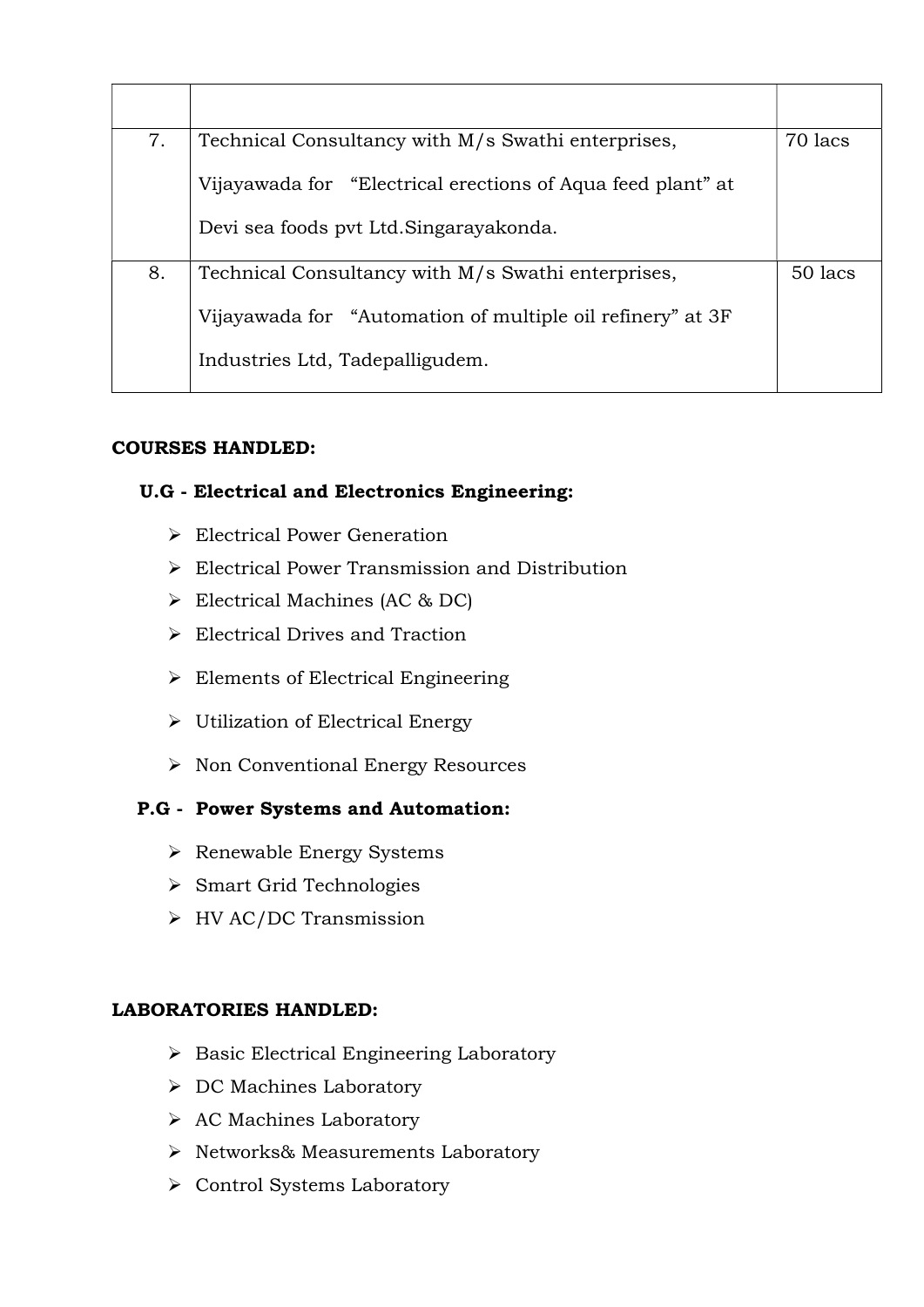| | | |
|---|---|---|
| 7. | Technical Consultancy with M/s Swathi enterprises, Vijayawada for "Electrical erections of Aqua feed plant" at Devi sea foods pvt Ltd.Singarayakonda. | 70 lacs |
| 8. | Technical Consultancy with M/s Swathi enterprises, Vijayawada for "Automation of multiple oil refinery" at 3F Industries Ltd, Tadepalligudem. | 50 lacs |

**COURSES HANDLED:**

**U.G - Electrical and Electronics Engineering:**

- Electrical Power Generation
- Electrical Power Transmission and Distribution
- Electrical Machines (AC & DC)
- Electrical Drives and Traction
- Elements of Electrical Engineering
- Utilization of Electrical Energy
- Non Conventional Energy Resources

**P.G - Power Systems and Automation:**

- Renewable Energy Systems
- Smart Grid Technologies
- HV AC/DC Transmission

**LABORATORIES HANDLED:**

- Basic Electrical Engineering Laboratory
- DC Machines Laboratory
- AC Machines Laboratory
- Networks& Measurements Laboratory
- Control Systems Laboratory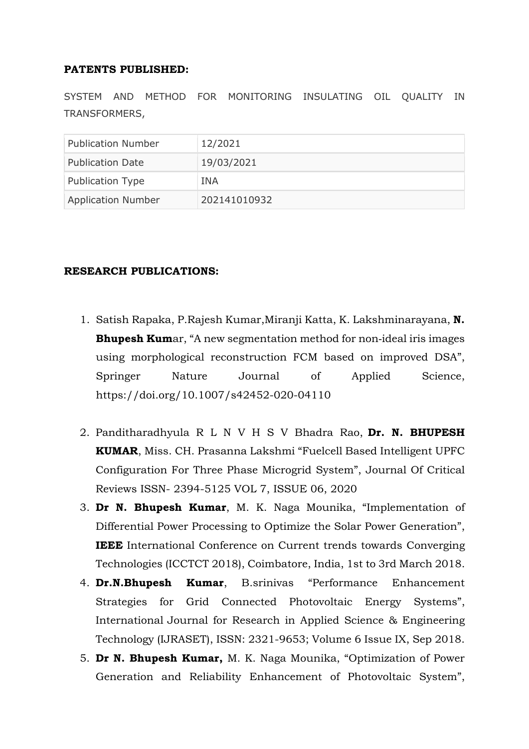**PATENTS PUBLISHED:**

SYSTEM AND METHOD FOR MONITORING INSULATING OIL QUALITY IN TRANSFORMERS,

| Publication Number | 12/2021 |
|---|---|
| Publication Date | 19/03/2021 |
| Publication Type | INA |
| Application Number | 202141010932 |

**RESEARCH PUBLICATIONS:**

1. Satish Rapaka, P.Rajesh Kumar,Miranji Katta, K. Lakshminarayana, **N. Bhupesh Kum**ar, "A new segmentation method for non-ideal iris images using morphological reconstruction FCM based on improved DSA", Springer Nature Journal of Applied Science, https://doi.org/10.1007/s42452-020-04110

2. Panditharadhyula R L N V H S V Bhadra Rao, **Dr. N. BHUPESH KUMAR**, Miss. CH. Prasanna Lakshmi "Fuelcell Based Intelligent UPFC Configuration For Three Phase Microgrid System", Journal Of Critical Reviews ISSN- 2394-5125 VOL 7, ISSUE 06, 2020
3. **Dr N. Bhupesh Kumar**, M. K. Naga Mounika, "Implementation of Differential Power Processing to Optimize the Solar Power Generation", **IEEE** International Conference on Current trends towards Converging Technologies (ICCTCT 2018), Coimbatore, India, 1st to 3rd March 2018.
4. **Dr.N.Bhupesh Kumar**, B.srinivas "Performance Enhancement Strategies for Grid Connected Photovoltaic Energy Systems", International Journal for Research in Applied Science & Engineering Technology (IJRASET), ISSN: 2321-9653; Volume 6 Issue IX, Sep 2018.
5. **Dr N. Bhupesh Kumar,** M. K. Naga Mounika, "Optimization of Power Generation and Reliability Enhancement of Photovoltaic System",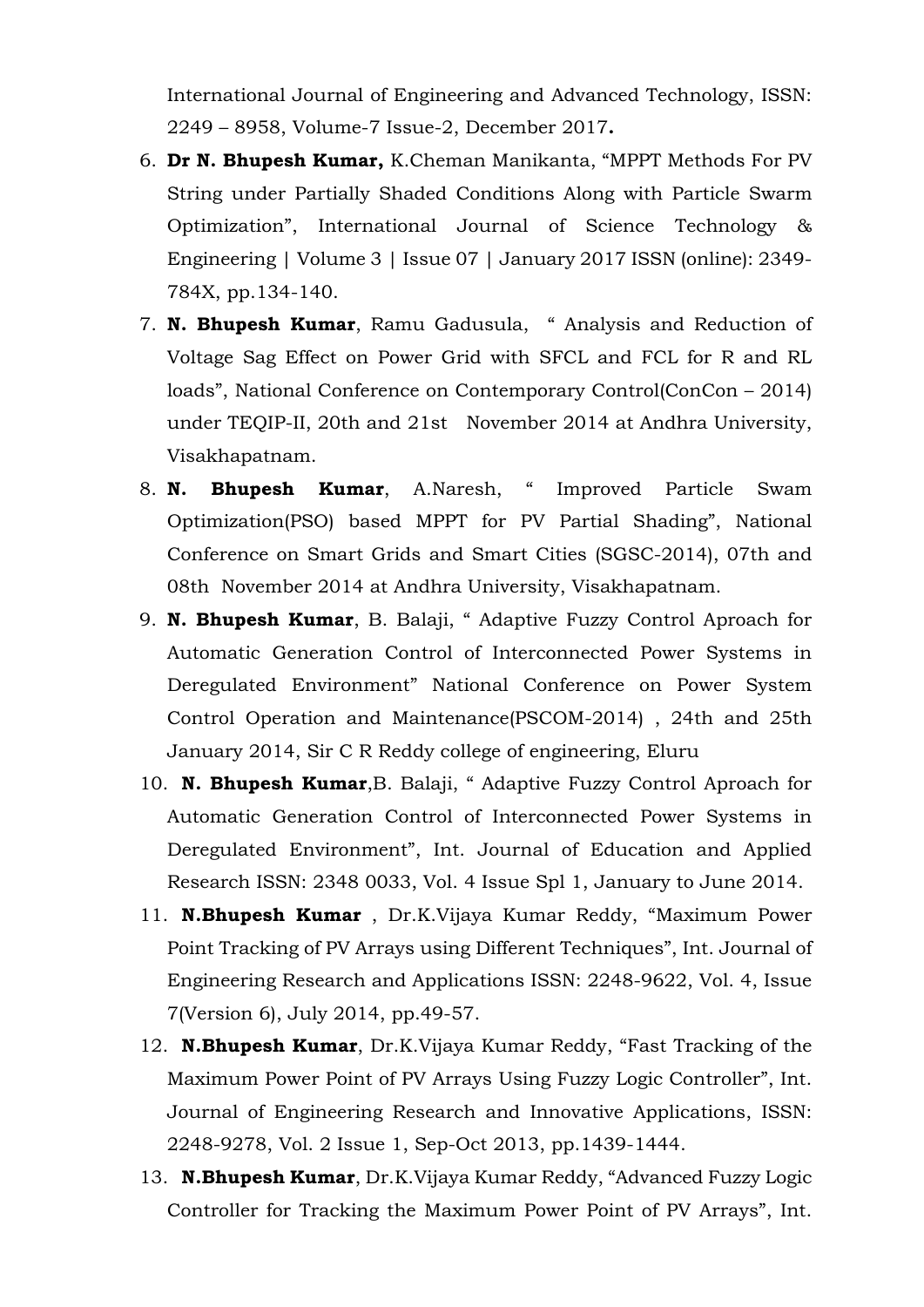International Journal of Engineering and Advanced Technology, ISSN: 2249 – 8958, Volume-7 Issue-2, December 2017**.**

6. **Dr N. Bhupesh Kumar,** K.Cheman Manikanta, "MPPT Methods For PV String under Partially Shaded Conditions Along with Particle Swarm Optimization", International Journal of Science Technology & Engineering | Volume 3 | Issue 07 | January 2017 ISSN (online): 2349-784X, pp.134-140.
7. **N. Bhupesh Kumar**, Ramu Gadusula, " Analysis and Reduction of Voltage Sag Effect on Power Grid with SFCL and FCL for R and RL loads", National Conference on Contemporary Control(ConCon – 2014) under TEQIP-II, 20th and 21st November 2014 at Andhra University, Visakhapatnam.
8. **N. Bhupesh Kumar**, A.Naresh, " Improved Particle Swam Optimization(PSO) based MPPT for PV Partial Shading", National Conference on Smart Grids and Smart Cities (SGSC-2014), 07th and 08th November 2014 at Andhra University, Visakhapatnam.
9. **N. Bhupesh Kumar**, B. Balaji, " Adaptive Fuzzy Control Aproach for Automatic Generation Control of Interconnected Power Systems in Deregulated Environment" National Conference on Power System Control Operation and Maintenance(PSCOM-2014) , 24th and 25th January 2014, Sir C R Reddy college of engineering, Eluru
10. **N. Bhupesh Kumar**,B. Balaji, " Adaptive Fuzzy Control Aproach for Automatic Generation Control of Interconnected Power Systems in Deregulated Environment", Int. Journal of Education and Applied Research ISSN: 2348 0033, Vol. 4 Issue Spl 1, January to June 2014.
11. **N.Bhupesh Kumar** , Dr.K.Vijaya Kumar Reddy, "Maximum Power Point Tracking of PV Arrays using Different Techniques", Int. Journal of Engineering Research and Applications ISSN: 2248-9622, Vol. 4, Issue 7(Version 6), July 2014, pp.49-57.
12. **N.Bhupesh Kumar**, Dr.K.Vijaya Kumar Reddy, "Fast Tracking of the Maximum Power Point of PV Arrays Using Fuzzy Logic Controller", Int. Journal of Engineering Research and Innovative Applications, ISSN: 2248-9278, Vol. 2 Issue 1, Sep-Oct 2013, pp.1439-1444.
13. **N.Bhupesh Kumar**, Dr.K.Vijaya Kumar Reddy, "Advanced Fuzzy Logic Controller for Tracking the Maximum Power Point of PV Arrays", Int.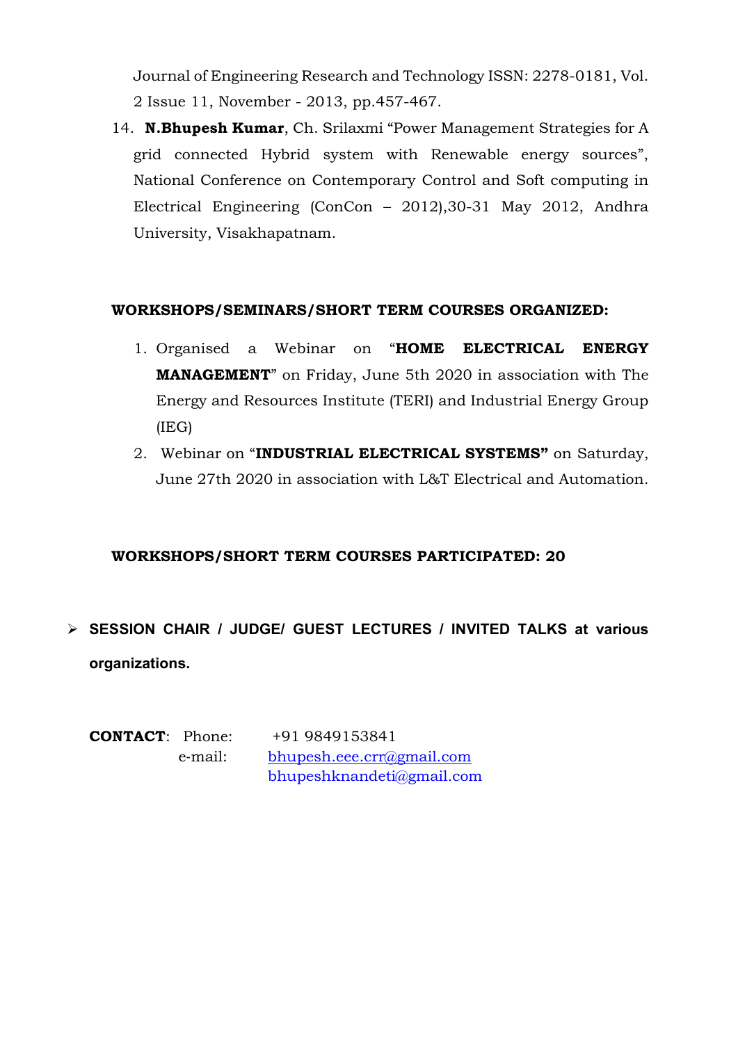Journal of Engineering Research and Technology ISSN: 2278-0181, Vol. 2 Issue 11, November - 2013, pp.457-467.

14. **N.Bhupesh Kumar**, Ch. Srilaxmi "Power Management Strategies for A grid connected Hybrid system with Renewable energy sources", National Conference on Contemporary Control and Soft computing in Electrical Engineering (ConCon – 2012),30-31 May 2012, Andhra University, Visakhapatnam.

**WORKSHOPS/SEMINARS/SHORT TERM COURSES ORGANIZED:**

1. Organised a Webinar on "**HOME ELECTRICAL ENERGY MANAGEMENT**" on Friday, June 5th 2020 in association with The Energy and Resources Institute (TERI) and Industrial Energy Group (IEG)
2. Webinar on "**INDUSTRIAL ELECTRICAL SYSTEMS"** on Saturday, June 27th 2020 in association with L&T Electrical and Automation.

**WORKSHOPS/SHORT TERM COURSES PARTICIPATED: 20**

- **SESSION CHAIR / JUDGE/ GUEST LECTURES / INVITED TALKS at various organizations.**

**CONTACT**: Phone: +91 9849153841
e-mail: bhupesh.eee.crr@gmail.com
bhupeshknandeti@gmail.com